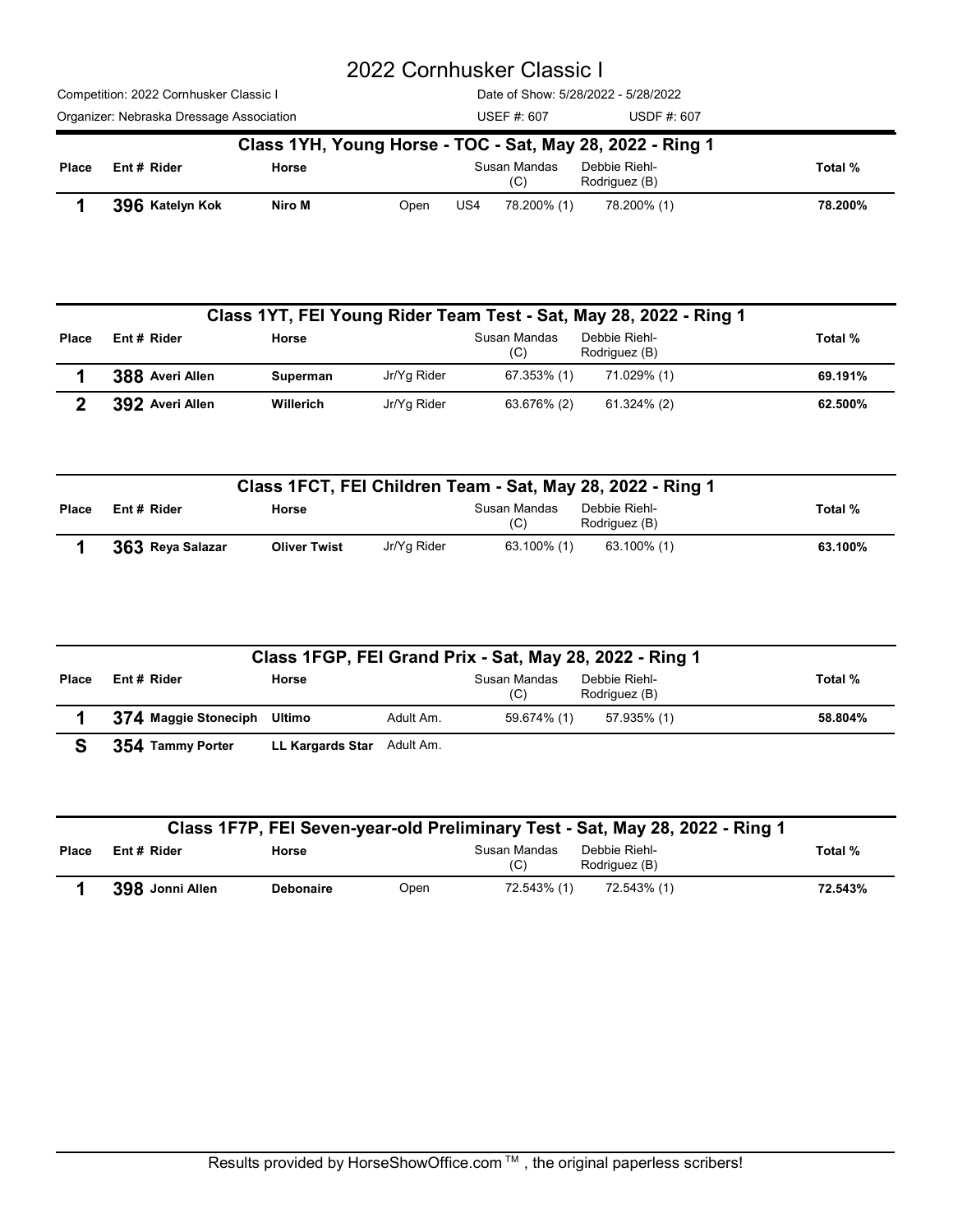# 2022 Cornhusker Classic I

Competition: 2022 Cornhusker Classic I — Date of Show: 5/28/2022 - 5/28/2022

Organizer: Nebraska Dressage Association — USEF #: 607 — USDF #: 607

## Class 1YH, Young Horse - TOC - Sat, May 28, 2022 - Ring 1

| Place | Ent # | Rider | Horse | | | Susan Mandas (C) | Debbie Riehl-Rodriguez (B) | Total % |
|---|---|---|---|---|---|---|---|---|
| 1 | 396 | Katelyn Kok | Niro M | Open | US4 | 78.200% (1) | 78.200% (1) | 78.200% |

## Class 1YT, FEI Young Rider Team Test - Sat, May 28, 2022 - Ring 1

| Place | Ent # | Rider | Horse | | Susan Mandas (C) | Debbie Riehl-Rodriguez (B) | Total % |
|---|---|---|---|---|---|---|---|
| 1 | 388 | Averi Allen | Superman | Jr/Yg Rider | 67.353% (1) | 71.029% (1) | 69.191% |
| 2 | 392 | Averi Allen | Willerich | Jr/Yg Rider | 63.676% (2) | 61.324% (2) | 62.500% |

## Class 1FCT, FEI Children Team - Sat, May 28, 2022 - Ring 1

| Place | Ent # | Rider | Horse | | Susan Mandas (C) | Debbie Riehl-Rodriguez (B) | Total % |
|---|---|---|---|---|---|---|---|
| 1 | 363 | Reya Salazar | Oliver Twist | Jr/Yg Rider | 63.100% (1) | 63.100% (1) | 63.100% |

## Class 1FGP, FEI Grand Prix - Sat, May 28, 2022 - Ring 1

| Place | Ent # | Rider | Horse | | Susan Mandas (C) | Debbie Riehl-Rodriguez (B) | Total % |
|---|---|---|---|---|---|---|---|
| 1 | 374 | Maggie Stoneciph | Ultimo | Adult Am. | 59.674% (1) | 57.935% (1) | 58.804% |
| S | 354 | Tammy Porter | LL Kargards Star | Adult Am. | | | |

## Class 1F7P, FEI Seven-year-old Preliminary Test - Sat, May 28, 2022 - Ring 1

| Place | Ent # | Rider | Horse | | Susan Mandas (C) | Debbie Riehl-Rodriguez (B) | Total % |
|---|---|---|---|---|---|---|---|
| 1 | 398 | Jonni Allen | Debonaire | Open | 72.543% (1) | 72.543% (1) | 72.543% |

Results provided by HorseShowOffice.com ™ , the original paperless scribers!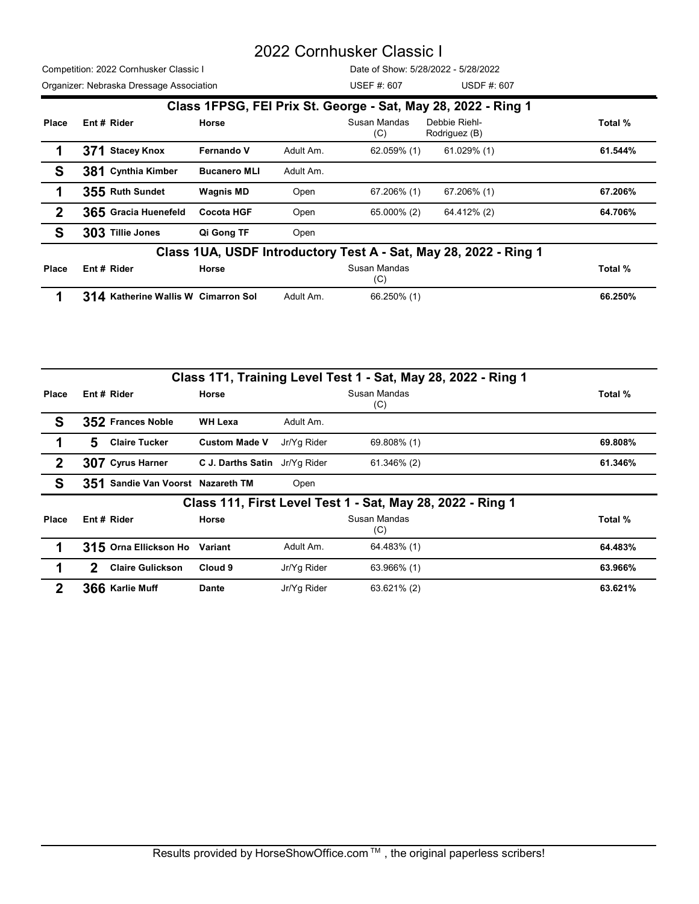# 2022 Cornhusker Classic I

Competition: 2022 Cornhusker Classic I — Date of Show: 5/28/2022 - 5/28/2022

Organizer: Nebraska Dressage Association — USEF #: 607 — USDF #: 607

## Class 1FPSG, FEI Prix St. George - Sat, May 28, 2022 - Ring 1

| Place | Ent # | Rider | Horse | | Susan Mandas (C) | Debbie Riehl-Rodriguez (B) | Total % |
|---|---|---|---|---|---|---|---|
| 1 | 371 | Stacey Knox | Fernando V | Adult Am. | 62.059% (1) | 61.029% (1) | 61.544% |
| S | 381 | Cynthia Kimber | Bucanero MLI | Adult Am. | | | |
| 1 | 355 | Ruth Sundet | Wagnis MD | Open | 67.206% (1) | 67.206% (1) | 67.206% |
| 2 | 365 | Gracia Huenefeld | Cocota HGF | Open | 65.000% (2) | 64.412% (2) | 64.706% |
| S | 303 | Tillie Jones | Qi Gong TF | Open | | | |

## Class 1UA, USDF Introductory Test A - Sat, May 28, 2022 - Ring 1

| Place | Ent # | Rider | Horse | | Susan Mandas (C) | Total % |
|---|---|---|---|---|---|---|
| 1 | 314 | Katherine Wallis W | Cimarron Sol | Adult Am. | 66.250% (1) | 66.250% |

## Class 1T1, Training Level Test 1 - Sat, May 28, 2022 - Ring 1

| Place | Ent # | Rider | Horse | | Susan Mandas (C) | Total % |
|---|---|---|---|---|---|---|
| S | 352 | Frances Noble | WH Lexa | Adult Am. | | |
| 1 | 5 | Claire Tucker | Custom Made V | Jr/Yg Rider | 69.808% (1) | 69.808% |
| 2 | 307 | Cyrus Harner | C J. Darths Satin | Jr/Yg Rider | 61.346% (2) | 61.346% |
| S | 351 | Sandie Van Voorst | Nazareth TM | Open | | |

## Class 111, First Level Test 1 - Sat, May 28, 2022 - Ring 1

| Place | Ent # | Rider | Horse | | Susan Mandas (C) | Total % |
|---|---|---|---|---|---|---|
| 1 | 315 | Orna Ellickson Ho | Variant | Adult Am. | 64.483% (1) | 64.483% |
| 1 | 2 | Claire Gulickson | Cloud 9 | Jr/Yg Rider | 63.966% (1) | 63.966% |
| 2 | 366 | Karlie Muff | Dante | Jr/Yg Rider | 63.621% (2) | 63.621% |

Results provided by HorseShowOffice.com ™ , the original paperless scribers!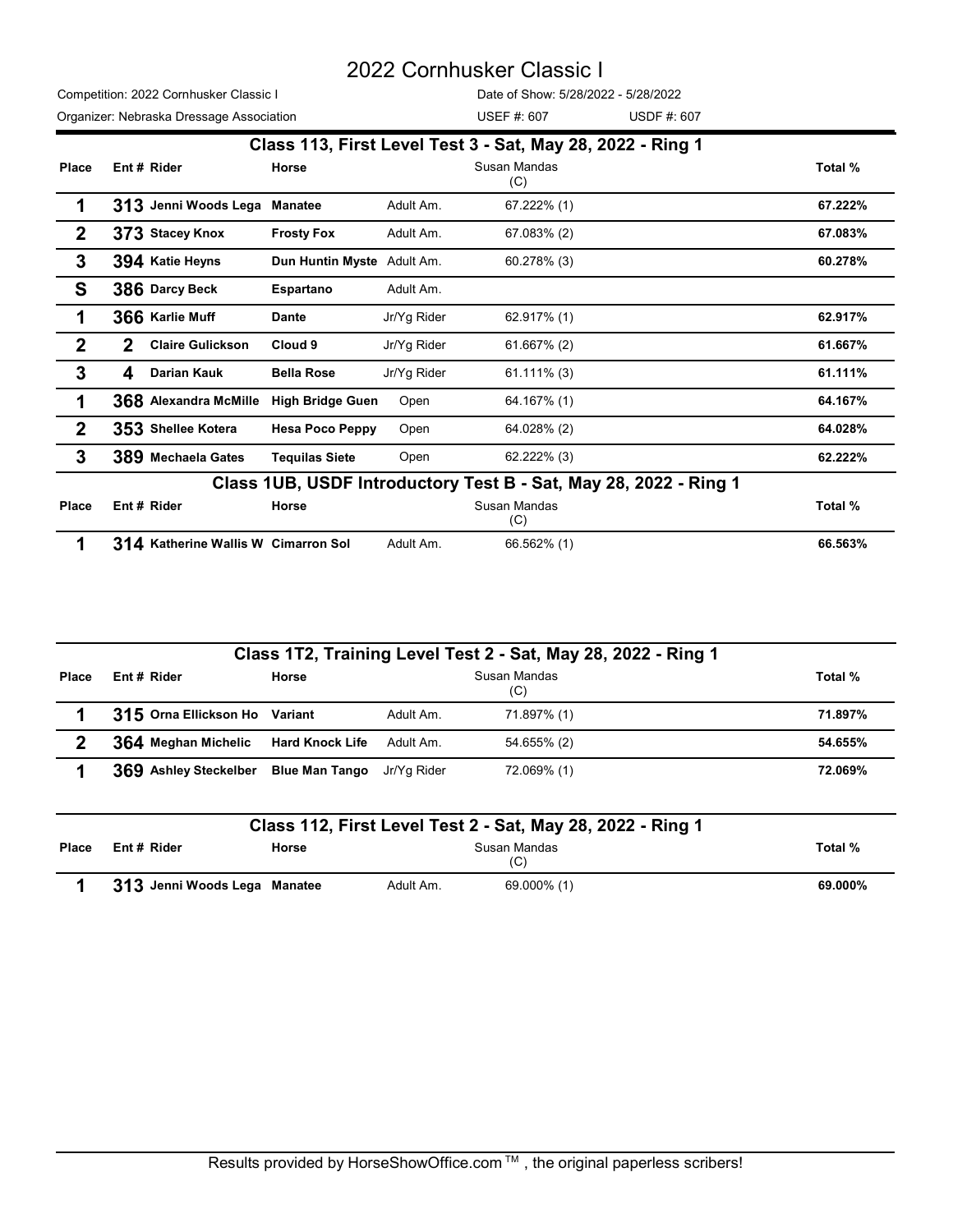# 2022 Cornhusker Classic I

Competition: 2022 Cornhusker Classic I

Date of Show: 5/28/2022 - 5/28/2022

Organizer: Nebraska Dressage Association

USEF #: 607 USDF #: 607

## Class 113, First Level Test 3 - Sat, May 28, 2022 - Ring 1

| Place | Ent # | Rider | Horse | | Susan Mandas (C) | Total % |
|---|---|---|---|---|---|---|
| 1 | 313 | Jenni Woods Lega | Manatee | Adult Am. | 67.222% (1) | 67.222% |
| 2 | 373 | Stacey Knox | Frosty Fox | Adult Am. | 67.083% (2) | 67.083% |
| 3 | 394 | Katie Heyns | Dun Huntin Myste | Adult Am. | 60.278% (3) | 60.278% |
| S | 386 | Darcy Beck | Espartano | Adult Am. | | |
| 1 | 366 | Karlie Muff | Dante | Jr/Yg Rider | 62.917% (1) | 62.917% |
| 2 | 2 | Claire Gulickson | Cloud 9 | Jr/Yg Rider | 61.667% (2) | 61.667% |
| 3 | 4 | Darian Kauk | Bella Rose | Jr/Yg Rider | 61.111% (3) | 61.111% |
| 1 | 368 | Alexandra McMille | High Bridge Guen | Open | 64.167% (1) | 64.167% |
| 2 | 353 | Shellee Kotera | Hesa Poco Peppy | Open | 64.028% (2) | 64.028% |
| 3 | 389 | Mechaela Gates | Tequilas Siete | Open | 62.222% (3) | 62.222% |

## Class 1UB, USDF Introductory Test B - Sat, May 28, 2022 - Ring 1

| Place | Ent # | Rider | Horse | | Susan Mandas (C) | Total % |
|---|---|---|---|---|---|---|
| 1 | 314 | Katherine Wallis W | Cimarron Sol | Adult Am. | 66.562% (1) | 66.563% |

## Class 1T2, Training Level Test 2 - Sat, May 28, 2022 - Ring 1

| Place | Ent # | Rider | Horse | | Susan Mandas (C) | Total % |
|---|---|---|---|---|---|---|
| 1 | 315 | Orna Ellickson Ho | Variant | Adult Am. | 71.897% (1) | 71.897% |
| 2 | 364 | Meghan Michelic | Hard Knock Life | Adult Am. | 54.655% (2) | 54.655% |
| 1 | 369 | Ashley Steckelber | Blue Man Tango | Jr/Yg Rider | 72.069% (1) | 72.069% |

## Class 112, First Level Test 2 - Sat, May 28, 2022 - Ring 1

| Place | Ent # | Rider | Horse | | Susan Mandas (C) | Total % |
|---|---|---|---|---|---|---|
| 1 | 313 | Jenni Woods Lega | Manatee | Adult Am. | 69.000% (1) | 69.000% |

Results provided by HorseShowOffice.com ™ , the original paperless scribers!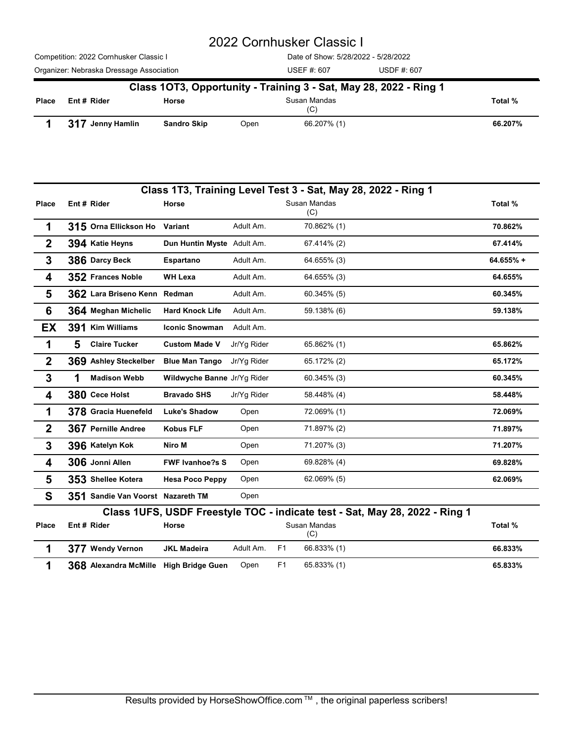# 2022 Cornhusker Classic I

Competition: 2022 Cornhusker Classic I | Date of Show: 5/28/2022 - 5/28/2022

Organizer: Nebraska Dressage Association | USEF #: 607 | USDF #: 607

## Class 1OT3, Opportunity - Training 3 - Sat, May 28, 2022 - Ring 1

| Place | Ent # | Rider | Horse | | | Susan Mandas (C) | Total % |
|---|---|---|---|---|---|---|---|
| 1 | 317 | Jenny Hamlin | Sandro Skip | Open | | 66.207% (1) | 66.207% |

## Class 1T3, Training Level Test 3 - Sat, May 28, 2022 - Ring 1

| Place | Ent # | Rider | Horse | | | Susan Mandas (C) | Total % |
|---|---|---|---|---|---|---|---|
| 1 | 315 | Orna Ellickson Ho | Variant | Adult Am. | | 70.862% (1) | 70.862% |
| 2 | 394 | Katie Heyns | Dun Huntin Myste | Adult Am. | | 67.414% (2) | 67.414% |
| 3 | 386 | Darcy Beck | Espartano | Adult Am. | | 64.655% (3) | 64.655% + |
| 4 | 352 | Frances Noble | WH Lexa | Adult Am. | | 64.655% (3) | 64.655% |
| 5 | 362 | Lara Briseno Kenn | Redman | Adult Am. | | 60.345% (5) | 60.345% |
| 6 | 364 | Meghan Michelic | Hard Knock Life | Adult Am. | | 59.138% (6) | 59.138% |
| EX | 391 | Kim Williams | Iconic Snowman | Adult Am. | | | |
| 1 | 5 | Claire Tucker | Custom Made V | Jr/Yg Rider | | 65.862% (1) | 65.862% |
| 2 | 369 | Ashley Steckelber | Blue Man Tango | Jr/Yg Rider | | 65.172% (2) | 65.172% |
| 3 | 1 | Madison Webb | Wildwyche Banne | Jr/Yg Rider | | 60.345% (3) | 60.345% |
| 4 | 380 | Cece Holst | Bravado SHS | Jr/Yg Rider | | 58.448% (4) | 58.448% |
| 1 | 378 | Gracia Huenefeld | Luke's Shadow | Open | | 72.069% (1) | 72.069% |
| 2 | 367 | Pernille Andree | Kobus FLF | Open | | 71.897% (2) | 71.897% |
| 3 | 396 | Katelyn Kok | Niro M | Open | | 71.207% (3) | 71.207% |
| 4 | 306 | Jonni Allen | FWF Ivanhoe?s S | Open | | 69.828% (4) | 69.828% |
| 5 | 353 | Shellee Kotera | Hesa Poco Peppy | Open | | 62.069% (5) | 62.069% |
| S | 351 | Sandie Van Voorst | Nazareth TM | Open | | | |

## Class 1UFS, USDF Freestyle TOC - indicate test - Sat, May 28, 2022 - Ring 1

| Place | Ent # | Rider | Horse | | | Susan Mandas (C) | Total % |
|---|---|---|---|---|---|---|---|
| 1 | 377 | Wendy Vernon | JKL Madeira | Adult Am. | F1 | 66.833% (1) | 66.833% |
| 1 | 368 | Alexandra McMille | High Bridge Guen | Open | F1 | 65.833% (1) | 65.833% |

Results provided by HorseShowOffice.com ™ , the original paperless scribers!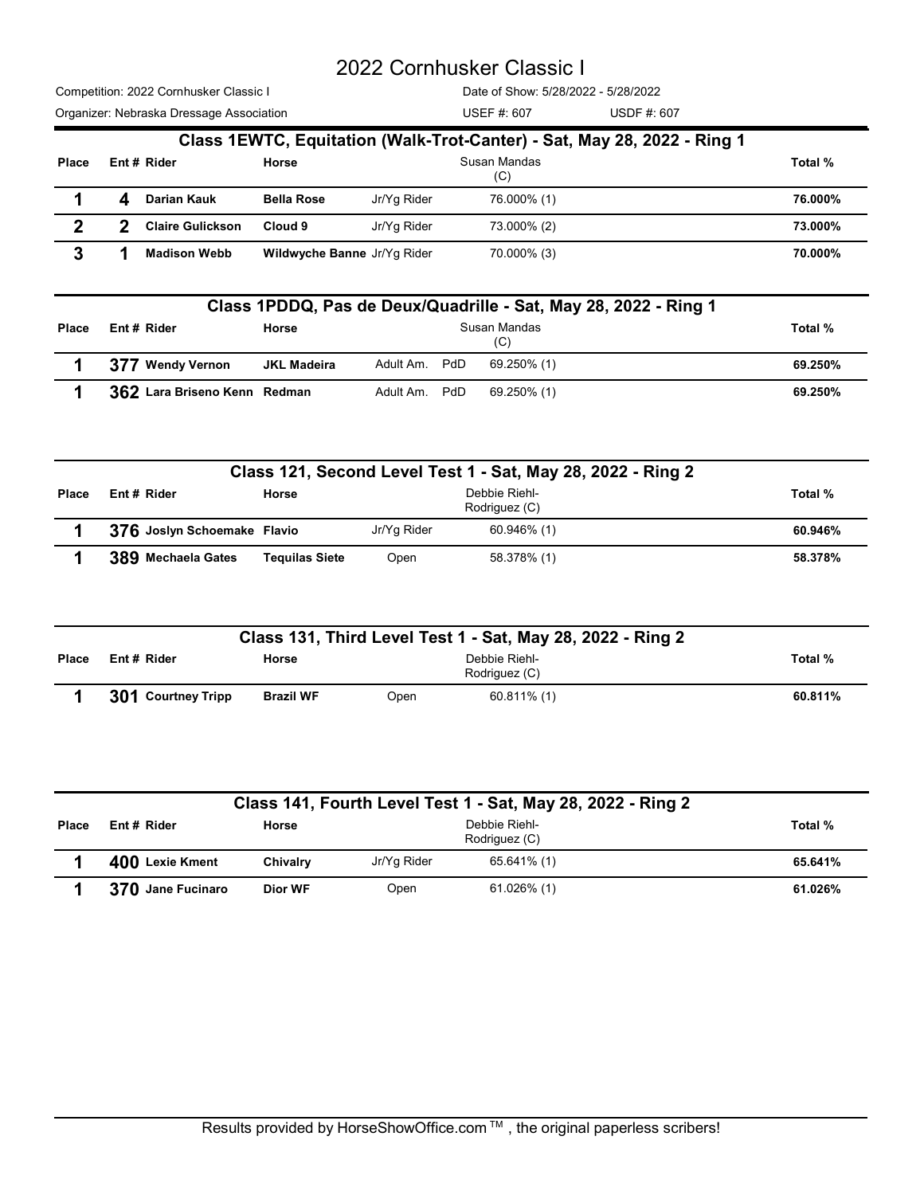# 2022 Cornhusker Classic I

Competition: 2022 Cornhusker Classic I | Date of Show: 5/28/2022 - 5/28/2022

Organizer: Nebraska Dressage Association | USEF #: 607 | USDF #: 607

## Class 1EWTC, Equitation (Walk-Trot-Canter) - Sat, May 28, 2022 - Ring 1

| Place | Ent # | Rider | Horse | | Susan Mandas (C) | Total % |
|---|---|---|---|---|---|---|
| 1 | 4 | Darian Kauk | Bella Rose | Jr/Yg Rider | 76.000% (1) | 76.000% |
| 2 | 2 | Claire Gulickson | Cloud 9 | Jr/Yg Rider | 73.000% (2) | 73.000% |
| 3 | 1 | Madison Webb | Wildwyche Banne | Jr/Yg Rider | 70.000% (3) | 70.000% |

## Class 1PDDQ, Pas de Deux/Quadrille - Sat, May 28, 2022 - Ring 1

| Place | Ent # | Rider | Horse | | Susan Mandas (C) | Total % |
|---|---|---|---|---|---|---|
| 1 | 377 | Wendy Vernon | JKL Madeira | Adult Am. PdD | 69.250% (1) | 69.250% |
| 1 | 362 | Lara Briseno Kenn | Redman | Adult Am. PdD | 69.250% (1) | 69.250% |

## Class 121, Second Level Test 1 - Sat, May 28, 2022 - Ring 2

| Place | Ent # | Rider | Horse | | Debbie Riehl-Rodriguez (C) | Total % |
|---|---|---|---|---|---|---|
| 1 | 376 | Joslyn Schoemake | Flavio | Jr/Yg Rider | 60.946% (1) | 60.946% |
| 1 | 389 | Mechaela Gates | Tequilas Siete | Open | 58.378% (1) | 58.378% |

## Class 131, Third Level Test 1 - Sat, May 28, 2022 - Ring 2

| Place | Ent # | Rider | Horse | | Debbie Riehl-Rodriguez (C) | Total % |
|---|---|---|---|---|---|---|
| 1 | 301 | Courtney Tripp | Brazil WF | Open | 60.811% (1) | 60.811% |

## Class 141, Fourth Level Test 1 - Sat, May 28, 2022 - Ring 2

| Place | Ent # | Rider | Horse | | Debbie Riehl-Rodriguez (C) | Total % |
|---|---|---|---|---|---|---|
| 1 | 400 | Lexie Kment | Chivalry | Jr/Yg Rider | 65.641% (1) | 65.641% |
| 1 | 370 | Jane Fucinaro | Dior WF | Open | 61.026% (1) | 61.026% |

Results provided by HorseShowOffice.com ™ , the original paperless scribers!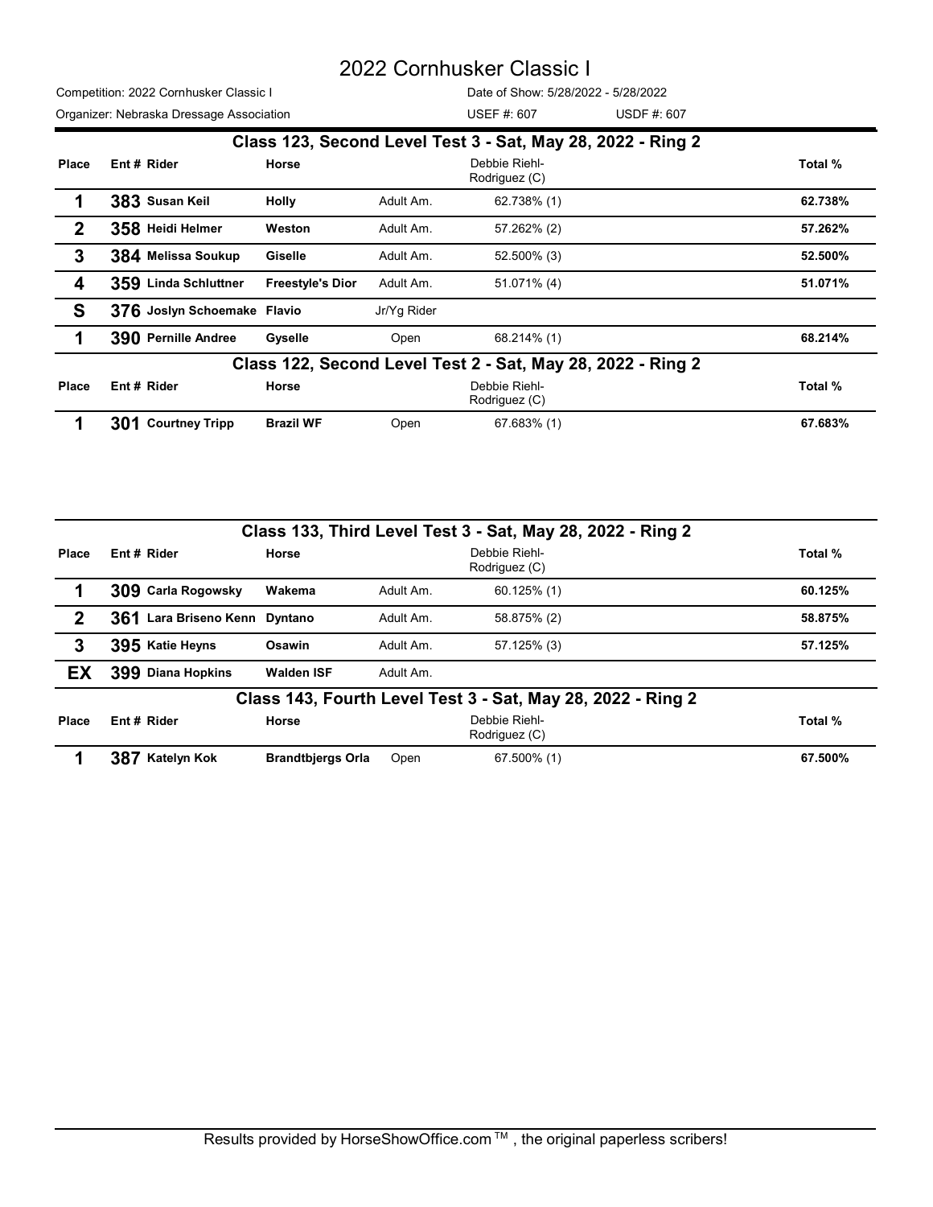# 2022 Cornhusker Classic I

Competition: 2022 Cornhusker Classic I | Date of Show: 5/28/2022 - 5/28/2022

Organizer: Nebraska Dressage Association | USEF #: 607 | USDF #: 607

## Class 123, Second Level Test 3 - Sat, May 28, 2022 - Ring 2

| Place | Ent # | Rider | Horse | | Debbie Riehl-Rodriguez (C) | Total % |
|---|---|---|---|---|---|---|
| 1 | 383 | Susan Keil | Holly | Adult Am. | 62.738% (1) | 62.738% |
| 2 | 358 | Heidi Helmer | Weston | Adult Am. | 57.262% (2) | 57.262% |
| 3 | 384 | Melissa Soukup | Giselle | Adult Am. | 52.500% (3) | 52.500% |
| 4 | 359 | Linda Schluttner | Freestyle's Dior | Adult Am. | 51.071% (4) | 51.071% |
| S | 376 | Joslyn Schoemake | Flavio | Jr/Yg Rider | | |
| 1 | 390 | Pernille Andree | Gyselle | Open | 68.214% (1) | 68.214% |

## Class 122, Second Level Test 2 - Sat, May 28, 2022 - Ring 2

| Place | Ent # | Rider | Horse | | Debbie Riehl-Rodriguez (C) | Total % |
|---|---|---|---|---|---|---|
| 1 | 301 | Courtney Tripp | Brazil WF | Open | 67.683% (1) | 67.683% |

## Class 133, Third Level Test 3 - Sat, May 28, 2022 - Ring 2

| Place | Ent # | Rider | Horse | | Debbie Riehl-Rodriguez (C) | Total % |
|---|---|---|---|---|---|---|
| 1 | 309 | Carla Rogowsky | Wakema | Adult Am. | 60.125% (1) | 60.125% |
| 2 | 361 | Lara Briseno Kenn | Dyntano | Adult Am. | 58.875% (2) | 58.875% |
| 3 | 395 | Katie Heyns | Osawin | Adult Am. | 57.125% (3) | 57.125% |
| EX | 399 | Diana Hopkins | Walden ISF | Adult Am. | | |

## Class 143, Fourth Level Test 3 - Sat, May 28, 2022 - Ring 2

| Place | Ent # | Rider | Horse | | Debbie Riehl-Rodriguez (C) | Total % |
|---|---|---|---|---|---|---|
| 1 | 387 | Katelyn Kok | Brandtbjergs Orla | Open | 67.500% (1) | 67.500% |

Results provided by HorseShowOffice.com ™ , the original paperless scribers!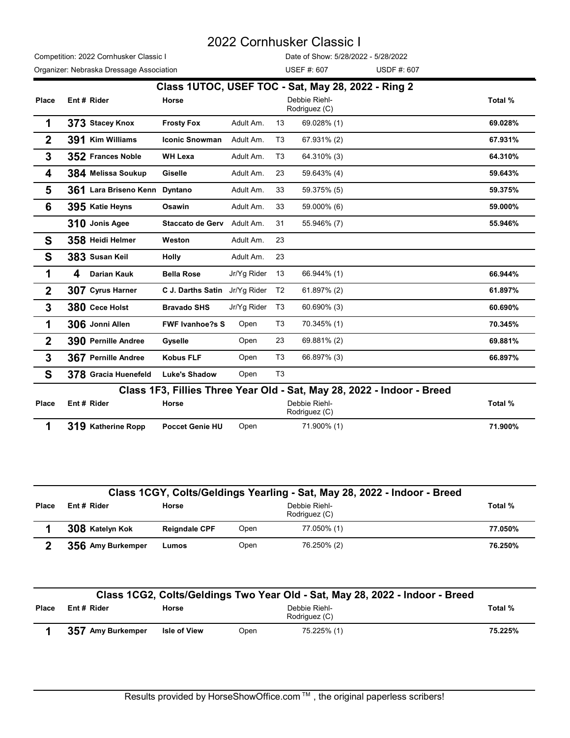# 2022 Cornhusker Classic I

Competition: 2022 Cornhusker Classic I  
Date of Show: 5/28/2022 - 5/28/2022  
Organizer: Nebraska Dressage Association  
USEF #: 607  
USDF #: 607

## Class 1UTOC, USEF TOC - Sat, May 28, 2022 - Ring 2

| Place | Ent # | Rider | Horse | | | Debbie Riehl-Rodriguez (C) | Total % |
|---|---|---|---|---|---|---|---|
| 1 | 373 | Stacey Knox | Frosty Fox | Adult Am. | 13 | 69.028% (1) | 69.028% |
| 2 | 391 | Kim Williams | Iconic Snowman | Adult Am. | T3 | 67.931% (2) | 67.931% |
| 3 | 352 | Frances Noble | WH Lexa | Adult Am. | T3 | 64.310% (3) | 64.310% |
| 4 | 384 | Melissa Soukup | Giselle | Adult Am. | 23 | 59.643% (4) | 59.643% |
| 5 | 361 | Lara Briseno Kenn | Dyntano | Adult Am. | 33 | 59.375% (5) | 59.375% |
| 6 | 395 | Katie Heyns | Osawin | Adult Am. | 33 | 59.000% (6) | 59.000% |
| | 310 | Jonis Agee | Staccato de Gerv | Adult Am. | 31 | 55.946% (7) | 55.946% |
| S | 358 | Heidi Helmer | Weston | Adult Am. | 23 | | |
| S | 383 | Susan Keil | Holly | Adult Am. | 23 | | |
| 1 | 4 | Darian Kauk | Bella Rose | Jr/Yg Rider | 13 | 66.944% (1) | 66.944% |
| 2 | 307 | Cyrus Harner | C J. Darths Satin | Jr/Yg Rider | T2 | 61.897% (2) | 61.897% |
| 3 | 380 | Cece Holst | Bravado SHS | Jr/Yg Rider | T3 | 60.690% (3) | 60.690% |
| 1 | 306 | Jonni Allen | FWF Ivanhoe?s S | Open | T3 | 70.345% (1) | 70.345% |
| 2 | 390 | Pernille Andree | Gyselle | Open | 23 | 69.881% (2) | 69.881% |
| 3 | 367 | Pernille Andree | Kobus FLF | Open | T3 | 66.897% (3) | 66.897% |
| S | 378 | Gracia Huenefeld | Luke's Shadow | Open | T3 | | |

## Class 1F3, Fillies Three Year Old - Sat, May 28, 2022 - Indoor - Breed

| Place | Ent # | Rider | Horse | | Debbie Riehl-Rodriguez (C) | Total % |
|---|---|---|---|---|---|---|
| 1 | 319 | Katherine Ropp | Poccet Genie HU | Open | 71.900% (1) | 71.900% |

## Class 1CGY, Colts/Geldings Yearling - Sat, May 28, 2022 - Indoor - Breed

| Place | Ent # | Rider | Horse | | Debbie Riehl-Rodriguez (C) | Total % |
|---|---|---|---|---|---|---|
| 1 | 308 | Katelyn Kok | Reigndale CPF | Open | 77.050% (1) | 77.050% |
| 2 | 356 | Amy Burkemper | Lumos | Open | 76.250% (2) | 76.250% |

## Class 1CG2, Colts/Geldings Two Year Old - Sat, May 28, 2022 - Indoor - Breed

| Place | Ent # | Rider | Horse | | Debbie Riehl-Rodriguez (C) | Total % |
|---|---|---|---|---|---|---|
| 1 | 357 | Amy Burkemper | Isle of View | Open | 75.225% (1) | 75.225% |

Results provided by HorseShowOffice.com ™ , the original paperless scribers!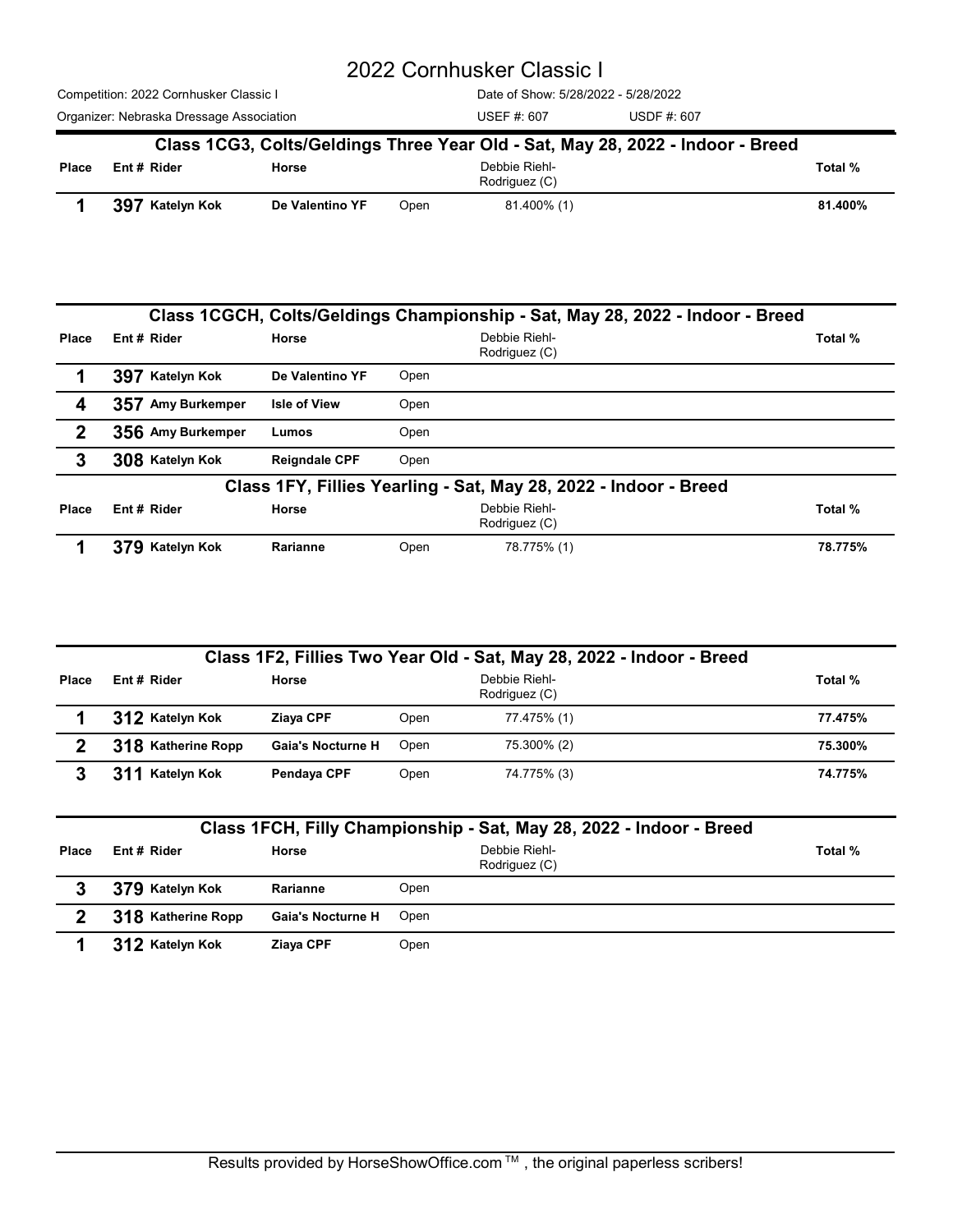# 2022 Cornhusker Classic I

Competition: 2022 Cornhusker Classic I

Date of Show: 5/28/2022 - 5/28/2022

Organizer: Nebraska Dressage Association

USEF #: 607 USDF #: 607

## Class 1CG3, Colts/Geldings Three Year Old - Sat, May 28, 2022 - Indoor - Breed

| Place | Ent # | Rider | Horse | | Debbie Riehl-Rodriguez (C) | Total % |
|---|---|---|---|---|---|---|
| 1 | 397 | Katelyn Kok | De Valentino YF | Open | 81.400% (1) | 81.400% |

## Class 1CGCH, Colts/Geldings Championship - Sat, May 28, 2022 - Indoor - Breed

| Place | Ent # | Rider | Horse | | Debbie Riehl-Rodriguez (C) | Total % |
|---|---|---|---|---|---|---|
| 1 | 397 | Katelyn Kok | De Valentino YF | Open | | |
| 4 | 357 | Amy Burkemper | Isle of View | Open | | |
| 2 | 356 | Amy Burkemper | Lumos | Open | | |
| 3 | 308 | Katelyn Kok | Reigndale CPF | Open | | |

## Class 1FY, Fillies Yearling - Sat, May 28, 2022 - Indoor - Breed

| Place | Ent # | Rider | Horse | | Debbie Riehl-Rodriguez (C) | Total % |
|---|---|---|---|---|---|---|
| 1 | 379 | Katelyn Kok | Rarianne | Open | 78.775% (1) | 78.775% |

## Class 1F2, Fillies Two Year Old - Sat, May 28, 2022 - Indoor - Breed

| Place | Ent # | Rider | Horse | | Debbie Riehl-Rodriguez (C) | Total % |
|---|---|---|---|---|---|---|
| 1 | 312 | Katelyn Kok | Ziaya CPF | Open | 77.475% (1) | 77.475% |
| 2 | 318 | Katherine Ropp | Gaia's Nocturne H | Open | 75.300% (2) | 75.300% |
| 3 | 311 | Katelyn Kok | Pendaya CPF | Open | 74.775% (3) | 74.775% |

## Class 1FCH, Filly Championship - Sat, May 28, 2022 - Indoor - Breed

| Place | Ent # | Rider | Horse | | Debbie Riehl-Rodriguez (C) | Total % |
|---|---|---|---|---|---|---|
| 3 | 379 | Katelyn Kok | Rarianne | Open | | |
| 2 | 318 | Katherine Ropp | Gaia's Nocturne H | Open | | |
| 1 | 312 | Katelyn Kok | Ziaya CPF | Open | | |

Results provided by HorseShowOffice.com TM , the original paperless scribers!